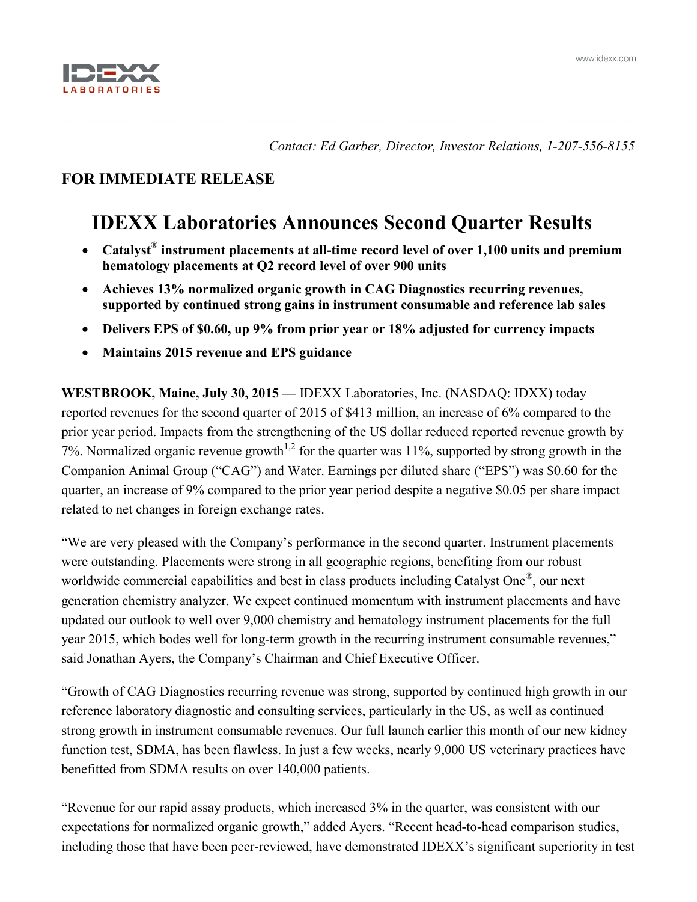*Contact: Ed Garber, Director, Investor Relations, 1-207-556-8155*

**FOR IMMEDIATE RELEASE**

# IDEXX Laboratories Announces Second Quarter Results

- **Catalyst® instrument placements at all-time record level of over 1,100 units and premium hematology placements at Q2 record level of over 900 units**
- **Achieves 13% normalized organic growth in CAG Diagnostics recurring revenues, supported by continued strong gains in instrument consumable and reference lab sales**
- **Delivers EPS of $0.60, up 9% from prior year or 18% adjusted for currency impacts**
- **Maintains 2015 revenue and EPS guidance**

**WESTBROOK, Maine, July 30, 2015 —** IDEXX Laboratories, Inc. (NASDAQ: IDXX) today reported revenues for the second quarter of 2015 of $413 million, an increase of 6% compared to the prior year period. Impacts from the strengthening of the US dollar reduced reported revenue growth by 7%. Normalized organic revenue growth[1,2] for the quarter was 11%, supported by strong growth in the Companion Animal Group ("CAG") and Water. Earnings per diluted share ("EPS") was $0.60 for the quarter, an increase of 9% compared to the prior year period despite a negative $0.05 per share impact related to net changes in foreign exchange rates.

"We are very pleased with the Company's performance in the second quarter. Instrument placements were outstanding. Placements were strong in all geographic regions, benefiting from our robust worldwide commercial capabilities and best in class products including Catalyst One®, our next generation chemistry analyzer. We expect continued momentum with instrument placements and have updated our outlook to well over 9,000 chemistry and hematology instrument placements for the full year 2015, which bodes well for long-term growth in the recurring instrument consumable revenues," said Jonathan Ayers, the Company's Chairman and Chief Executive Officer.

"Growth of CAG Diagnostics recurring revenue was strong, supported by continued high growth in our reference laboratory diagnostic and consulting services, particularly in the US, as well as continued strong growth in instrument consumable revenues. Our full launch earlier this month of our new kidney function test, SDMA, has been flawless. In just a few weeks, nearly 9,000 US veterinary practices have benefitted from SDMA results on over 140,000 patients.

"Revenue for our rapid assay products, which increased 3% in the quarter, was consistent with our expectations for normalized organic growth," added Ayers. "Recent head-to-head comparison studies, including those that have been peer-reviewed, have demonstrated IDEXX's significant superiority in test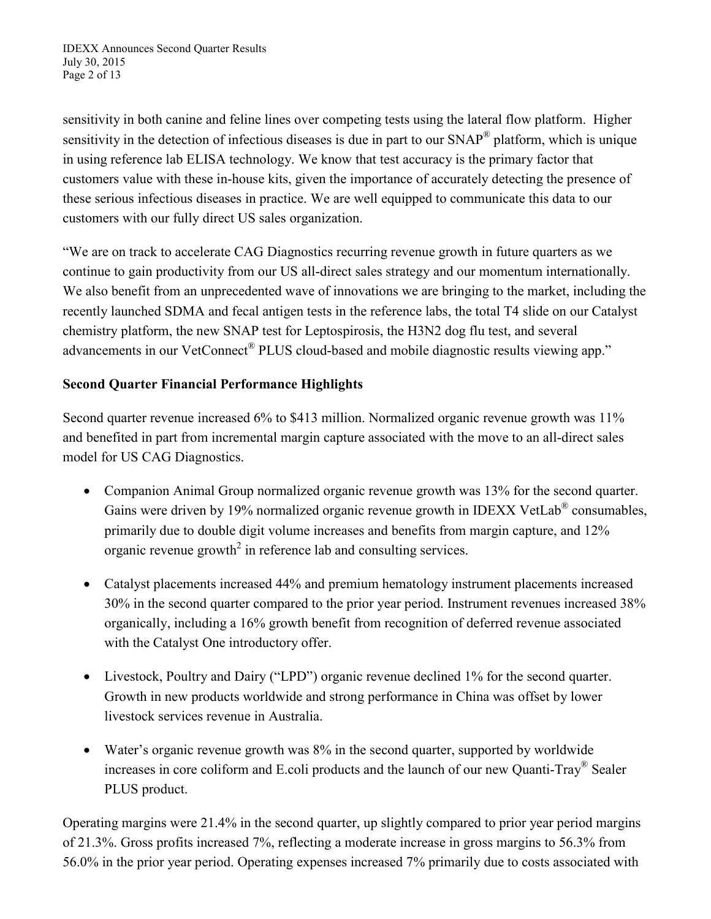sensitivity in both canine and feline lines over competing tests using the lateral flow platform. Higher sensitivity in the detection of infectious diseases is due in part to our SNAP® platform, which is unique in using reference lab ELISA technology. We know that test accuracy is the primary factor that customers value with these in-house kits, given the importance of accurately detecting the presence of these serious infectious diseases in practice. We are well equipped to communicate this data to our customers with our fully direct US sales organization.

"We are on track to accelerate CAG Diagnostics recurring revenue growth in future quarters as we continue to gain productivity from our US all-direct sales strategy and our momentum internationally. We also benefit from an unprecedented wave of innovations we are bringing to the market, including the recently launched SDMA and fecal antigen tests in the reference labs, the total T4 slide on our Catalyst chemistry platform, the new SNAP test for Leptospirosis, the H3N2 dog flu test, and several advancements in our VetConnect® PLUS cloud-based and mobile diagnostic results viewing app."

**Second Quarter Financial Performance Highlights**

Second quarter revenue increased 6% to $413 million. Normalized organic revenue growth was 11% and benefited in part from incremental margin capture associated with the move to an all-direct sales model for US CAG Diagnostics.

- Companion Animal Group normalized organic revenue growth was 13% for the second quarter. Gains were driven by 19% normalized organic revenue growth in IDEXX VetLab® consumables, primarily due to double digit volume increases and benefits from margin capture, and 12% organic revenue growth[2] in reference lab and consulting services.
- Catalyst placements increased 44% and premium hematology instrument placements increased 30% in the second quarter compared to the prior year period. Instrument revenues increased 38% organically, including a 16% growth benefit from recognition of deferred revenue associated with the Catalyst One introductory offer.
- Livestock, Poultry and Dairy ("LPD") organic revenue declined 1% for the second quarter. Growth in new products worldwide and strong performance in China was offset by lower livestock services revenue in Australia.
- Water's organic revenue growth was 8% in the second quarter, supported by worldwide increases in core coliform and E.coli products and the launch of our new Quanti-Tray® Sealer PLUS product.

Operating margins were 21.4% in the second quarter, up slightly compared to prior year period margins of 21.3%. Gross profits increased 7%, reflecting a moderate increase in gross margins to 56.3% from 56.0% in the prior year period. Operating expenses increased 7% primarily due to costs associated with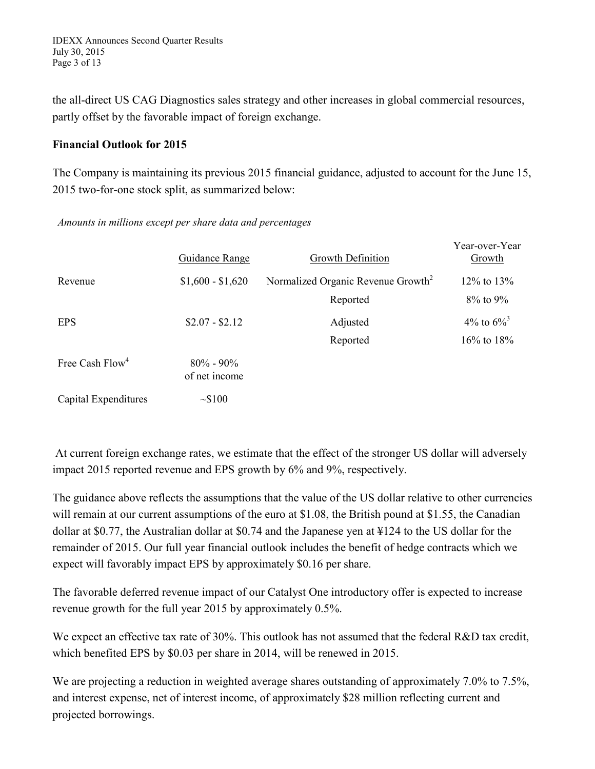the all-direct US CAG Diagnostics sales strategy and other increases in global commercial resources, partly offset by the favorable impact of foreign exchange.

**Financial Outlook for 2015**

The Company is maintaining its previous 2015 financial guidance, adjusted to account for the June 15, 2015 two-for-one stock split, as summarized below:

*Amounts in millions except per share data and percentages*

| | Guidance Range | Growth Definition | Year-over-Year Growth |
|---|---|---|---|
| Revenue | $1,600 - $1,620 | Normalized Organic Revenue Growth[2] | 12% to 13% |
| | | Reported | 8% to 9% |
| EPS | $2.07 - $2.12 | Adjusted | 4% to 6%[3] |
| | | Reported | 16% to 18% |
| Free Cash Flow[4] | 80% - 90% of net income | | |
| Capital Expenditures | ~$100 | | |

At current foreign exchange rates, we estimate that the effect of the stronger US dollar will adversely impact 2015 reported revenue and EPS growth by 6% and 9%, respectively.

The guidance above reflects the assumptions that the value of the US dollar relative to other currencies will remain at our current assumptions of the euro at $1.08, the British pound at $1.55, the Canadian dollar at $0.77, the Australian dollar at $0.74 and the Japanese yen at ¥124 to the US dollar for the remainder of 2015. Our full year financial outlook includes the benefit of hedge contracts which we expect will favorably impact EPS by approximately $0.16 per share.

The favorable deferred revenue impact of our Catalyst One introductory offer is expected to increase revenue growth for the full year 2015 by approximately 0.5%.

We expect an effective tax rate of 30%. This outlook has not assumed that the federal R&D tax credit, which benefited EPS by $0.03 per share in 2014, will be renewed in 2015.

We are projecting a reduction in weighted average shares outstanding of approximately 7.0% to 7.5%, and interest expense, net of interest income, of approximately $28 million reflecting current and projected borrowings.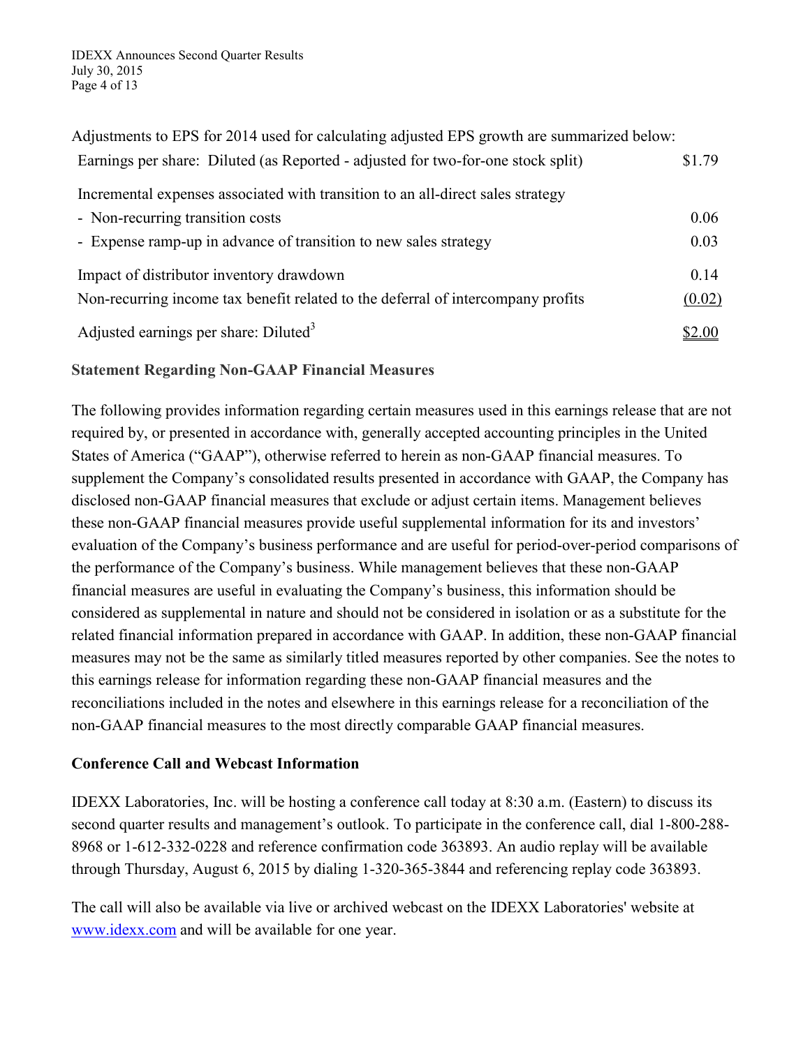Adjustments to EPS for 2014 used for calculating adjusted EPS growth are summarized below:

| | |
|---|---|
| Earnings per share: Diluted (as Reported - adjusted for two-for-one stock split) | $1.79 |
| Incremental expenses associated with transition to an all-direct sales strategy | |
| - Non-recurring transition costs | 0.06 |
| - Expense ramp-up in advance of transition to new sales strategy | 0.03 |
| Impact of distributor inventory drawdown | 0.14 |
| Non-recurring income tax benefit related to the deferral of intercompany profits | (0.02) |
| Adjusted earnings per share: Diluted[3] | $2.00 |

**Statement Regarding Non-GAAP Financial Measures**

The following provides information regarding certain measures used in this earnings release that are not required by, or presented in accordance with, generally accepted accounting principles in the United States of America ("GAAP"), otherwise referred to herein as non-GAAP financial measures. To supplement the Company's consolidated results presented in accordance with GAAP, the Company has disclosed non-GAAP financial measures that exclude or adjust certain items. Management believes these non-GAAP financial measures provide useful supplemental information for its and investors' evaluation of the Company's business performance and are useful for period-over-period comparisons of the performance of the Company's business. While management believes that these non-GAAP financial measures are useful in evaluating the Company's business, this information should be considered as supplemental in nature and should not be considered in isolation or as a substitute for the related financial information prepared in accordance with GAAP. In addition, these non-GAAP financial measures may not be the same as similarly titled measures reported by other companies. See the notes to this earnings release for information regarding these non-GAAP financial measures and the reconciliations included in the notes and elsewhere in this earnings release for a reconciliation of the non-GAAP financial measures to the most directly comparable GAAP financial measures.

**Conference Call and Webcast Information**

IDEXX Laboratories, Inc. will be hosting a conference call today at 8:30 a.m. (Eastern) to discuss its second quarter results and management's outlook. To participate in the conference call, dial 1-800-288-8968 or 1-612-332-0228 and reference confirmation code 363893. An audio replay will be available through Thursday, August 6, 2015 by dialing 1-320-365-3844 and referencing replay code 363893.

The call will also be available via live or archived webcast on the IDEXX Laboratories' website at www.idexx.com and will be available for one year.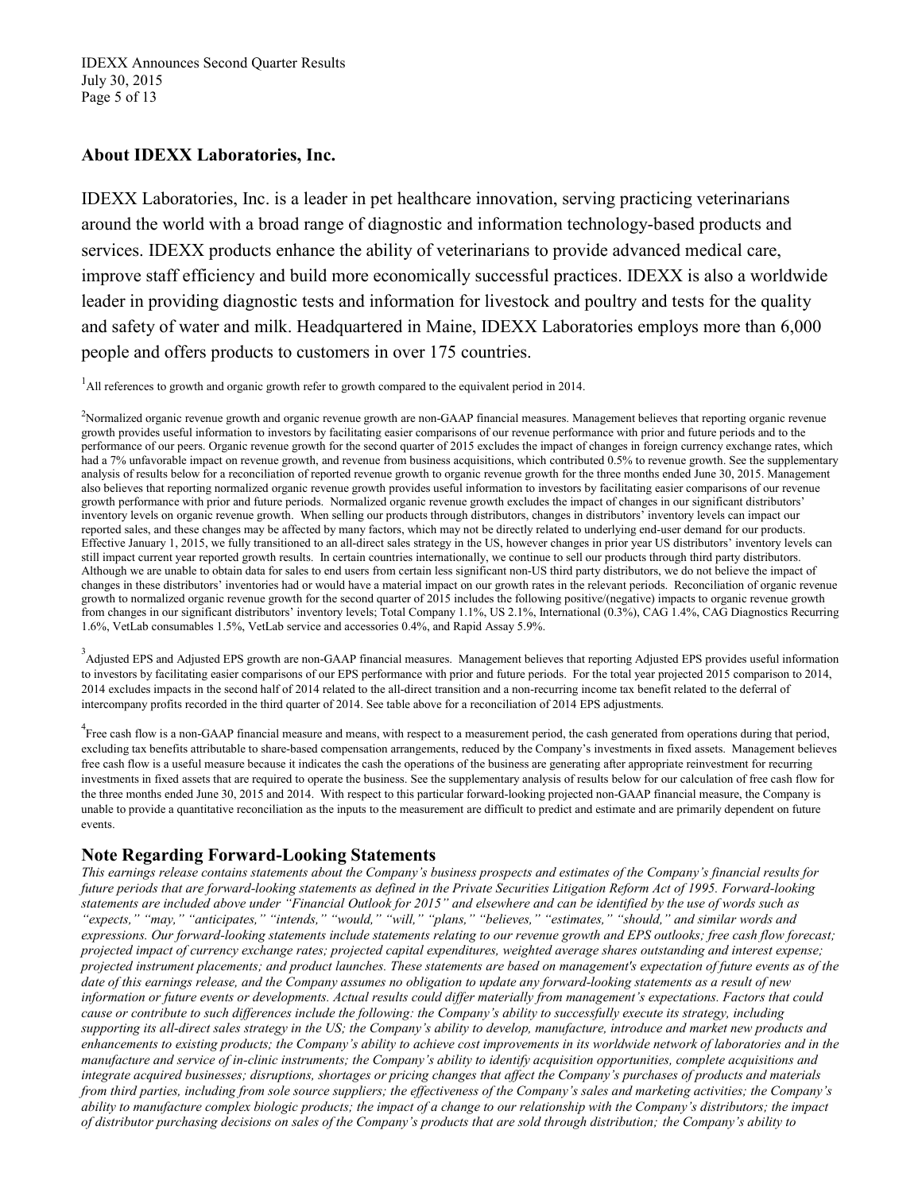## About IDEXX Laboratories, Inc.

IDEXX Laboratories, Inc. is a leader in pet healthcare innovation, serving practicing veterinarians around the world with a broad range of diagnostic and information technology-based products and services. IDEXX products enhance the ability of veterinarians to provide advanced medical care, improve staff efficiency and build more economically successful practices. IDEXX is also a worldwide leader in providing diagnostic tests and information for livestock and poultry and tests for the quality and safety of water and milk. Headquartered in Maine, IDEXX Laboratories employs more than 6,000 people and offers products to customers in over 175 countries.

[1]All references to growth and organic growth refer to growth compared to the equivalent period in 2014.

[2]Normalized organic revenue growth and organic revenue growth are non-GAAP financial measures. Management believes that reporting organic revenue growth provides useful information to investors by facilitating easier comparisons of our revenue performance with prior and future periods and to the performance of our peers. Organic revenue growth for the second quarter of 2015 excludes the impact of changes in foreign currency exchange rates, which had a 7% unfavorable impact on revenue growth, and revenue from business acquisitions, which contributed 0.5% to revenue growth. See the supplementary analysis of results below for a reconciliation of reported revenue growth to organic revenue growth for the three months ended June 30, 2015. Management also believes that reporting normalized organic revenue growth provides useful information to investors by facilitating easier comparisons of our revenue growth performance with prior and future periods. Normalized organic revenue growth excludes the impact of changes in our significant distributors' inventory levels on organic revenue growth. When selling our products through distributors, changes in distributors' inventory levels can impact our reported sales, and these changes may be affected by many factors, which may not be directly related to underlying end-user demand for our products. Effective January 1, 2015, we fully transitioned to an all-direct sales strategy in the US, however changes in prior year US distributors' inventory levels can still impact current year reported growth results. In certain countries internationally, we continue to sell our products through third party distributors. Although we are unable to obtain data for sales to end users from certain less significant non-US third party distributors, we do not believe the impact of changes in these distributors' inventories had or would have a material impact on our growth rates in the relevant periods. Reconciliation of organic revenue growth to normalized organic revenue growth for the second quarter of 2015 includes the following positive/(negative) impacts to organic revenue growth from changes in our significant distributors' inventory levels; Total Company 1.1%, US 2.1%, International (0.3%), CAG 1.4%, CAG Diagnostics Recurring 1.6%, VetLab consumables 1.5%, VetLab service and accessories 0.4%, and Rapid Assay 5.9%.

[3]Adjusted EPS and Adjusted EPS growth are non-GAAP financial measures. Management believes that reporting Adjusted EPS provides useful information to investors by facilitating easier comparisons of our EPS performance with prior and future periods. For the total year projected 2015 comparison to 2014, 2014 excludes impacts in the second half of 2014 related to the all-direct transition and a non-recurring income tax benefit related to the deferral of intercompany profits recorded in the third quarter of 2014. See table above for a reconciliation of 2014 EPS adjustments.

[4]Free cash flow is a non-GAAP financial measure and means, with respect to a measurement period, the cash generated from operations during that period, excluding tax benefits attributable to share-based compensation arrangements, reduced by the Company's investments in fixed assets. Management believes free cash flow is a useful measure because it indicates the cash the operations of the business are generating after appropriate reinvestment for recurring investments in fixed assets that are required to operate the business. See the supplementary analysis of results below for our calculation of free cash flow for the three months ended June 30, 2015 and 2014. With respect to this particular forward-looking projected non-GAAP financial measure, the Company is unable to provide a quantitative reconciliation as the inputs to the measurement are difficult to predict and estimate and are primarily dependent on future events.

## Note Regarding Forward-Looking Statements

*This earnings release contains statements about the Company's business prospects and estimates of the Company's financial results for future periods that are forward-looking statements as defined in the Private Securities Litigation Reform Act of 1995. Forward-looking statements are included above under "Financial Outlook for 2015" and elsewhere and can be identified by the use of words such as "expects," "may," "anticipates," "intends," "would," "will," "plans," "believes," "estimates," "should," and similar words and expressions. Our forward-looking statements include statements relating to our revenue growth and EPS outlooks; free cash flow forecast; projected impact of currency exchange rates; projected capital expenditures, weighted average shares outstanding and interest expense; projected instrument placements; and product launches. These statements are based on management's expectation of future events as of the date of this earnings release, and the Company assumes no obligation to update any forward-looking statements as a result of new information or future events or developments. Actual results could differ materially from management's expectations. Factors that could cause or contribute to such differences include the following: the Company's ability to successfully execute its strategy, including supporting its all-direct sales strategy in the US; the Company's ability to develop, manufacture, introduce and market new products and enhancements to existing products; the Company's ability to achieve cost improvements in its worldwide network of laboratories and in the manufacture and service of in-clinic instruments; the Company's ability to identify acquisition opportunities, complete acquisitions and integrate acquired businesses; disruptions, shortages or pricing changes that affect the Company's purchases of products and materials from third parties, including from sole source suppliers; the effectiveness of the Company's sales and marketing activities; the Company's ability to manufacture complex biologic products; the impact of a change to our relationship with the Company's distributors; the impact of distributor purchasing decisions on sales of the Company's products that are sold through distribution; the Company's ability to*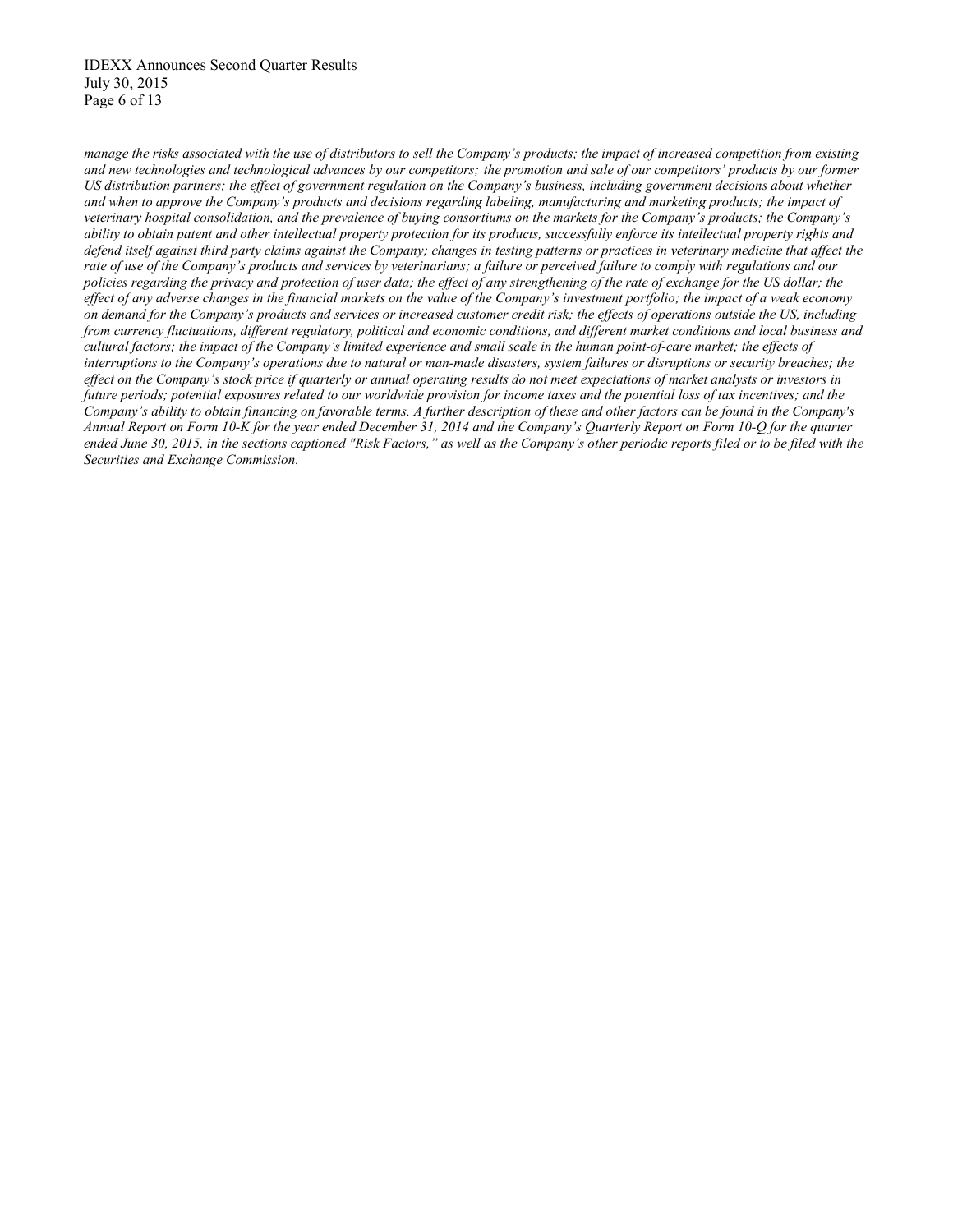*manage the risks associated with the use of distributors to sell the Company's products; the impact of increased competition from existing and new technologies and technological advances by our competitors; the promotion and sale of our competitors' products by our former US distribution partners; the effect of government regulation on the Company's business, including government decisions about whether and when to approve the Company's products and decisions regarding labeling, manufacturing and marketing products; the impact of veterinary hospital consolidation, and the prevalence of buying consortiums on the markets for the Company's products; the Company's ability to obtain patent and other intellectual property protection for its products, successfully enforce its intellectual property rights and defend itself against third party claims against the Company; changes in testing patterns or practices in veterinary medicine that affect the rate of use of the Company's products and services by veterinarians; a failure or perceived failure to comply with regulations and our policies regarding the privacy and protection of user data; the effect of any strengthening of the rate of exchange for the US dollar; the effect of any adverse changes in the financial markets on the value of the Company's investment portfolio; the impact of a weak economy on demand for the Company's products and services or increased customer credit risk; the effects of operations outside the US, including from currency fluctuations, different regulatory, political and economic conditions, and different market conditions and local business and cultural factors; the impact of the Company's limited experience and small scale in the human point-of-care market; the effects of interruptions to the Company's operations due to natural or man-made disasters, system failures or disruptions or security breaches; the effect on the Company's stock price if quarterly or annual operating results do not meet expectations of market analysts or investors in future periods; potential exposures related to our worldwide provision for income taxes and the potential loss of tax incentives; and the Company's ability to obtain financing on favorable terms. A further description of these and other factors can be found in the Company's Annual Report on Form 10-K for the year ended December 31, 2014 and the Company's Quarterly Report on Form 10-Q for the quarter ended June 30, 2015, in the sections captioned "Risk Factors," as well as the Company's other periodic reports filed or to be filed with the Securities and Exchange Commission.*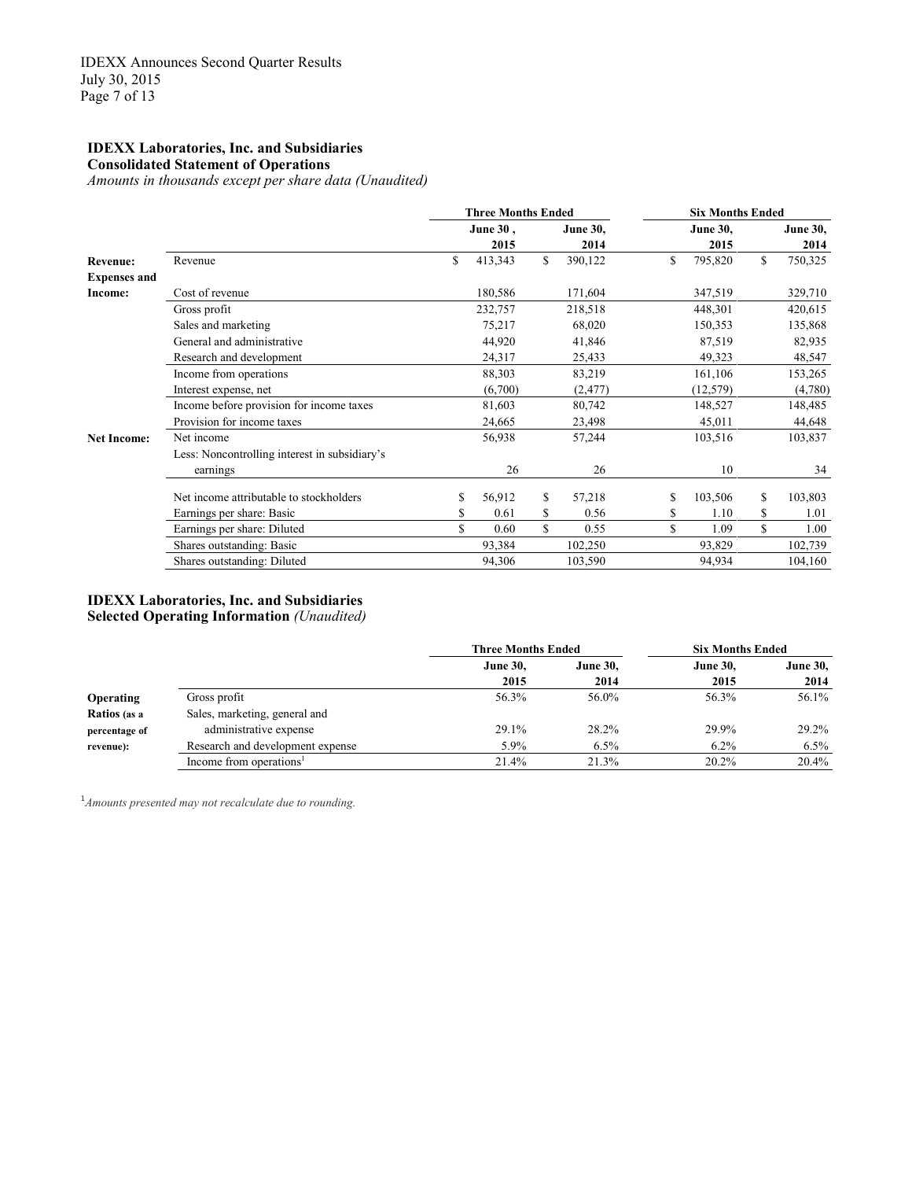## IDEXX Laboratories, Inc. and Subsidiaries

**Consolidated Statement of Operations**

*Amounts in thousands except per share data (Unaudited)*

| | | Three Months Ended | | Six Months Ended | |
|---|---|---|---|---|---|
| | | June 30, 2015 | June 30, 2014 | June 30, 2015 | June 30, 2014 |
| **Revenue:** | Revenue | $ 413,343 | $ 390,122 | $ 795,820 | $ 750,325 |
| **Expenses and Income:** | Cost of revenue | 180,586 | 171,604 | 347,519 | 329,710 |
| | Gross profit | 232,757 | 218,518 | 448,301 | 420,615 |
| | Sales and marketing | 75,217 | 68,020 | 150,353 | 135,868 |
| | General and administrative | 44,920 | 41,846 | 87,519 | 82,935 |
| | Research and development | 24,317 | 25,433 | 49,323 | 48,547 |
| | Income from operations | 88,303 | 83,219 | 161,106 | 153,265 |
| | Interest expense, net | (6,700) | (2,477) | (12,579) | (4,780) |
| | Income before provision for income taxes | 81,603 | 80,742 | 148,527 | 148,485 |
| | Provision for income taxes | 24,665 | 23,498 | 45,011 | 44,648 |
| **Net Income:** | Net income | 56,938 | 57,244 | 103,516 | 103,837 |
| | Less: Noncontrolling interest in subsidiary's earnings | 26 | 26 | 10 | 34 |
| | Net income attributable to stockholders | $ 56,912 | $ 57,218 | $ 103,506 | $ 103,803 |
| | Earnings per share: Basic | $ 0.61 | $ 0.56 | $ 1.10 | $ 1.01 |
| | Earnings per share: Diluted | $ 0.60 | $ 0.55 | $ 1.09 | $ 1.00 |
| | Shares outstanding: Basic | 93,384 | 102,250 | 93,829 | 102,739 |
| | Shares outstanding: Diluted | 94,306 | 103,590 | 94,934 | 104,160 |

## IDEXX Laboratories, Inc. and Subsidiaries

**Selected Operating Information** *(Unaudited)*

| | | Three Months Ended | | Six Months Ended | |
|---|---|---|---|---|---|
| | | June 30, 2015 | June 30, 2014 | June 30, 2015 | June 30, 2014 |
| **Operating Ratios (as a percentage of revenue):** | Gross profit | 56.3% | 56.0% | 56.3% | 56.1% |
| | Sales, marketing, general and administrative expense | 29.1% | 28.2% | 29.9% | 29.2% |
| | Research and development expense | 5.9% | 6.5% | 6.2% | 6.5% |
| | Income from operations[1] | 21.4% | 21.3% | 20.2% | 20.4% |

[1] *Amounts presented may not recalculate due to rounding.*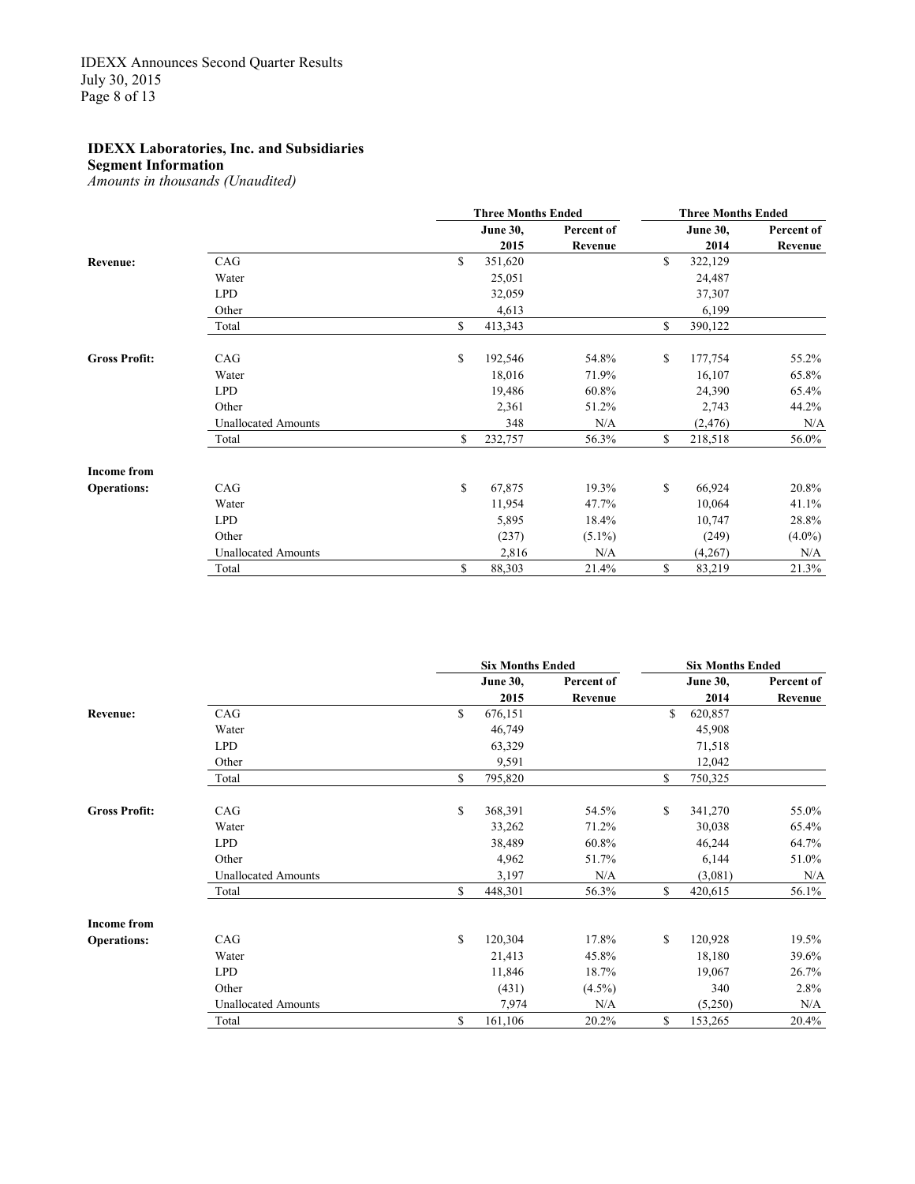**IDEXX Laboratories, Inc. and Subsidiaries**
**Segment Information**
*Amounts in thousands (Unaudited)*

| | | Three Months Ended | | Three Months Ended | |
|---|---|---|---|---|---|
| | | June 30, 2015 | Percent of Revenue | June 30, 2014 | Percent of Revenue |
| **Revenue:** | CAG | $ 351,620 | | $ 322,129 | |
| | Water | 25,051 | | 24,487 | |
| | LPD | 32,059 | | 37,307 | |
| | Other | 4,613 | | 6,199 | |
| | Total | $ 413,343 | | $ 390,122 | |
| **Gross Profit:** | CAG | $ 192,546 | 54.8% | $ 177,754 | 55.2% |
| | Water | 18,016 | 71.9% | 16,107 | 65.8% |
| | LPD | 19,486 | 60.8% | 24,390 | 65.4% |
| | Other | 2,361 | 51.2% | 2,743 | 44.2% |
| | Unallocated Amounts | 348 | N/A | (2,476) | N/A |
| | Total | $ 232,757 | 56.3% | $ 218,518 | 56.0% |
| **Income from Operations:** | CAG | $ 67,875 | 19.3% | $ 66,924 | 20.8% |
| | Water | 11,954 | 47.7% | 10,064 | 41.1% |
| | LPD | 5,895 | 18.4% | 10,747 | 28.8% |
| | Other | (237) | (5.1%) | (249) | (4.0%) |
| | Unallocated Amounts | 2,816 | N/A | (4,267) | N/A |
| | Total | $ 88,303 | 21.4% | $ 83,219 | 21.3% |

| | | Six Months Ended | | Six Months Ended | |
|---|---|---|---|---|---|
| | | June 30, 2015 | Percent of Revenue | June 30, 2014 | Percent of Revenue |
| **Revenue:** | CAG | $ 676,151 | | $ 620,857 | |
| | Water | 46,749 | | 45,908 | |
| | LPD | 63,329 | | 71,518 | |
| | Other | 9,591 | | 12,042 | |
| | Total | $ 795,820 | | $ 750,325 | |
| **Gross Profit:** | CAG | $ 368,391 | 54.5% | $ 341,270 | 55.0% |
| | Water | 33,262 | 71.2% | 30,038 | 65.4% |
| | LPD | 38,489 | 60.8% | 46,244 | 64.7% |
| | Other | 4,962 | 51.7% | 6,144 | 51.0% |
| | Unallocated Amounts | 3,197 | N/A | (3,081) | N/A |
| | Total | $ 448,301 | 56.3% | $ 420,615 | 56.1% |
| **Income from Operations:** | CAG | $ 120,304 | 17.8% | $ 120,928 | 19.5% |
| | Water | 21,413 | 45.8% | 18,180 | 39.6% |
| | LPD | 11,846 | 18.7% | 19,067 | 26.7% |
| | Other | (431) | (4.5%) | 340 | 2.8% |
| | Unallocated Amounts | 7,974 | N/A | (5,250) | N/A |
| | Total | $ 161,106 | 20.2% | $ 153,265 | 20.4% |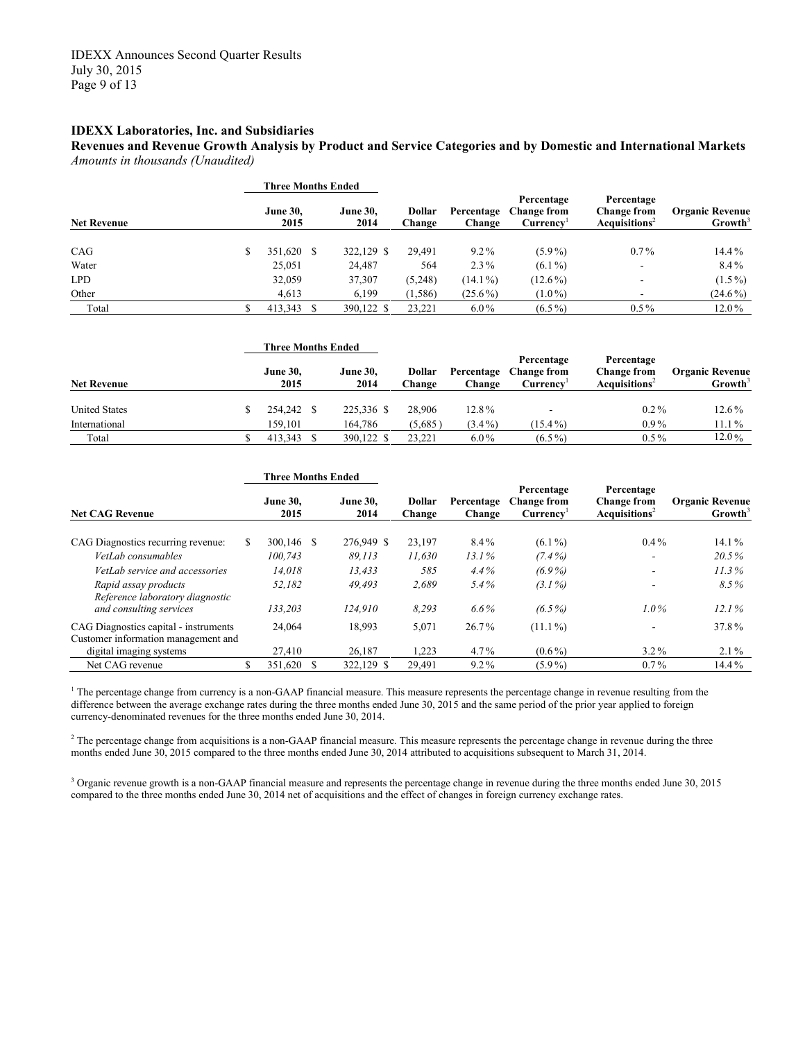**IDEXX Laboratories, Inc. and Subsidiaries**

**Revenues and Revenue Growth Analysis by Product and Service Categories and by Domestic and International Markets**

*Amounts in thousands (Unaudited)*

| | Three Months Ended | | | | | | |
|---|---|---|---|---|---|---|---|
| **Net Revenue** | **June 30, 2015** | **June 30, 2014** | **Dollar Change** | **Percentage Change** | **Percentage Change from Currency**[1] | **Percentage Change from Acquisitions**[2] | **Organic Revenue Growth**[3] |
| CAG | $ 351,620 | $ 322,129 | $ 29,491 | 9.2% | (5.9%) | 0.7% | 14.4% |
| Water | 25,051 | 24,487 | 564 | 2.3% | (6.1%) | - | 8.4% |
| LPD | 32,059 | 37,307 | (5,248) | (14.1%) | (12.6%) | - | (1.5%) |
| Other | 4,613 | 6,199 | (1,586) | (25.6%) | (1.0%) | - | (24.6%) |
| Total | $ 413,343 | $ 390,122 | $ 23,221 | 6.0% | (6.5%) | 0.5% | 12.0% |

| | Three Months Ended | | | | | | |
|---|---|---|---|---|---|---|---|
| **Net Revenue** | **June 30, 2015** | **June 30, 2014** | **Dollar Change** | **Percentage Change** | **Percentage Change from Currency**[1] | **Percentage Change from Acquisitions**[2] | **Organic Revenue Growth**[3] |
| United States | $ 254,242 | $ 225,336 | $ 28,906 | 12.8% | - | 0.2% | 12.6% |
| International | 159,101 | 164,786 | (5,685) | (3.4%) | (15.4%) | 0.9% | 11.1% |
| Total | $ 413,343 | $ 390,122 | $ 23,221 | 6.0% | (6.5%) | 0.5% | 12.0% |

| | Three Months Ended | | | | | | |
|---|---|---|---|---|---|---|---|
| **Net CAG Revenue** | **June 30, 2015** | **June 30, 2014** | **Dollar Change** | **Percentage Change** | **Percentage Change from Currency**[1] | **Percentage Change from Acquisitions**[2] | **Organic Revenue Growth**[3] |
| CAG Diagnostics recurring revenue: | $ 300,146 | $ 276,949 | $ 23,197 | 8.4% | (6.1%) | 0.4% | 14.1% |
| *VetLab consumables* | *100,743* | *89,113* | *11,630* | *13.1%* | *(7.4%)* | - | *20.5%* |
| *VetLab service and accessories* | *14,018* | *13,433* | *585* | *4.4%* | *(6.9%)* | - | *11.3%* |
| *Rapid assay products* | *52,182* | *49,493* | *2,689* | *5.4%* | *(3.1%)* | - | *8.5%* |
| *Reference laboratory diagnostic and consulting services* | *133,203* | *124,910* | *8,293* | *6.6%* | *(6.5%)* | *1.0%* | *12.1%* |
| CAG Diagnostics capital - instruments | 24,064 | 18,993 | 5,071 | 26.7% | (11.1%) | - | 37.8% |
| Customer information management and digital imaging systems | 27,410 | 26,187 | 1,223 | 4.7% | (0.6%) | 3.2% | 2.1% |
| Net CAG revenue | $ 351,620 | $ 322,129 | $ 29,491 | 9.2% | (5.9%) | 0.7% | 14.4% |

[1] The percentage change from currency is a non-GAAP financial measure. This measure represents the percentage change in revenue resulting from the difference between the average exchange rates during the three months ended June 30, 2015 and the same period of the prior year applied to foreign currency-denominated revenues for the three months ended June 30, 2014.

[2] The percentage change from acquisitions is a non-GAAP financial measure. This measure represents the percentage change in revenue during the three months ended June 30, 2015 compared to the three months ended June 30, 2014 attributed to acquisitions subsequent to March 31, 2014.

[3] Organic revenue growth is a non-GAAP financial measure and represents the percentage change in revenue during the three months ended June 30, 2015 compared to the three months ended June 30, 2014 net of acquisitions and the effect of changes in foreign currency exchange rates.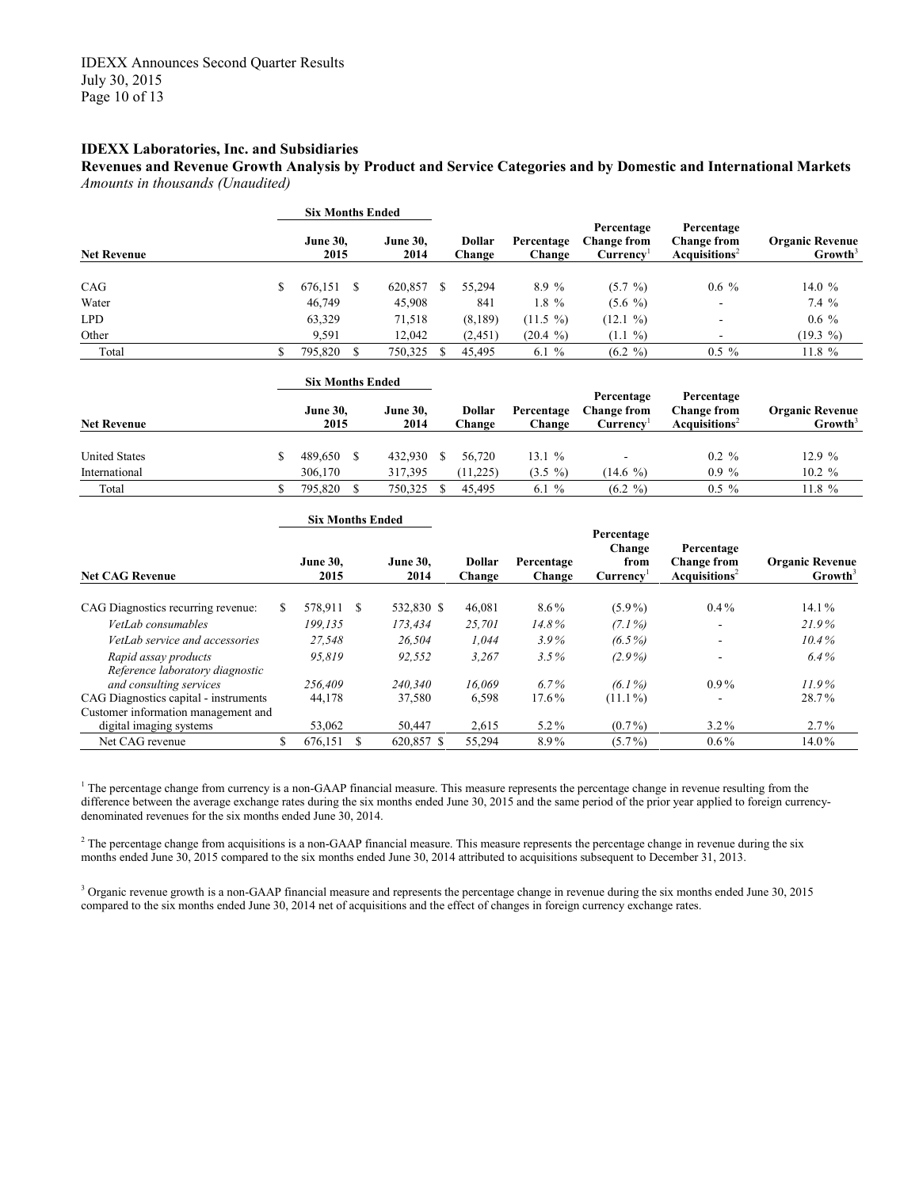**IDEXX Laboratories, Inc. and Subsidiaries**

**Revenues and Revenue Growth Analysis by Product and Service Categories and by Domestic and International Markets**

*Amounts in thousands (Unaudited)*

| Net Revenue | Six Months Ended June 30, 2015 | Six Months Ended June 30, 2014 | Dollar Change | Percentage Change | Percentage Change from Currency[1] | Percentage Change from Acquisitions[2] | Organic Revenue Growth[3] |
|---|---|---|---|---|---|---|---|
| CAG | $ 676,151 | $ 620,857 | $ 55,294 | 8.9 % | (5.7 %) | 0.6 % | 14.0 % |
| Water | 46,749 | 45,908 | 841 | 1.8 % | (5.6 %) | - | 7.4 % |
| LPD | 63,329 | 71,518 | (8,189) | (11.5 %) | (12.1 %) | - | 0.6 % |
| Other | 9,591 | 12,042 | (2,451) | (20.4 %) | (1.1 %) | - | (19.3 %) |
| Total | $ 795,820 | $ 750,325 | $ 45,495 | 6.1 % | (6.2 %) | 0.5 % | 11.8 % |

| Net Revenue | Six Months Ended June 30, 2015 | Six Months Ended June 30, 2014 | Dollar Change | Percentage Change | Percentage Change from Currency[1] | Percentage Change from Acquisitions[2] | Organic Revenue Growth[3] |
|---|---|---|---|---|---|---|---|
| United States | $ 489,650 | $ 432,930 | $ 56,720 | 13.1 % | - | 0.2 % | 12.9 % |
| International | 306,170 | 317,395 | (11,225) | (3.5 %) | (14.6 %) | 0.9 % | 10.2 % |
| Total | $ 795,820 | $ 750,325 | $ 45,495 | 6.1 % | (6.2 %) | 0.5 % | 11.8 % |

| Net CAG Revenue | Six Months Ended June 30, 2015 | Six Months Ended June 30, 2014 | Dollar Change | Percentage Change | Percentage Change from Currency[1] | Percentage Change from Acquisitions[2] | Organic Revenue Growth[3] |
|---|---|---|---|---|---|---|---|
| CAG Diagnostics recurring revenue: | $ 578,911 | $ 532,830 | $ 46,081 | 8.6% | (5.9%) | 0.4% | 14.1% |
| *VetLab consumables* | *199,135* | *173,434* | *25,701* | *14.8%* | *(7.1%)* | - | *21.9%* |
| *VetLab service and accessories* | *27,548* | *26,504* | *1,044* | *3.9%* | *(6.5%)* | - | *10.4%* |
| *Rapid assay products* | *95,819* | *92,552* | *3,267* | *3.5%* | *(2.9%)* | - | *6.4%* |
| *Reference laboratory diagnostic and consulting services* | *256,409* | *240,340* | *16,069* | *6.7%* | *(6.1%)* | *0.9%* | *11.9%* |
| CAG Diagnostics capital - instruments | 44,178 | 37,580 | 6,598 | 17.6% | (11.1%) | - | 28.7% |
| Customer information management and digital imaging systems | 53,062 | 50,447 | 2,615 | 5.2% | (0.7%) | 3.2% | 2.7% |
| Net CAG revenue | $ 676,151 | $ 620,857 | $ 55,294 | 8.9% | (5.7%) | 0.6% | 14.0% |

[1] The percentage change from currency is a non-GAAP financial measure. This measure represents the percentage change in revenue resulting from the difference between the average exchange rates during the six months ended June 30, 2015 and the same period of the prior year applied to foreign currency-denominated revenues for the six months ended June 30, 2014.

[2] The percentage change from acquisitions is a non-GAAP financial measure. This measure represents the percentage change in revenue during the six months ended June 30, 2015 compared to the six months ended June 30, 2014 attributed to acquisitions subsequent to December 31, 2013.

[3] Organic revenue growth is a non-GAAP financial measure and represents the percentage change in revenue during the six months ended June 30, 2015 compared to the six months ended June 30, 2014 net of acquisitions and the effect of changes in foreign currency exchange rates.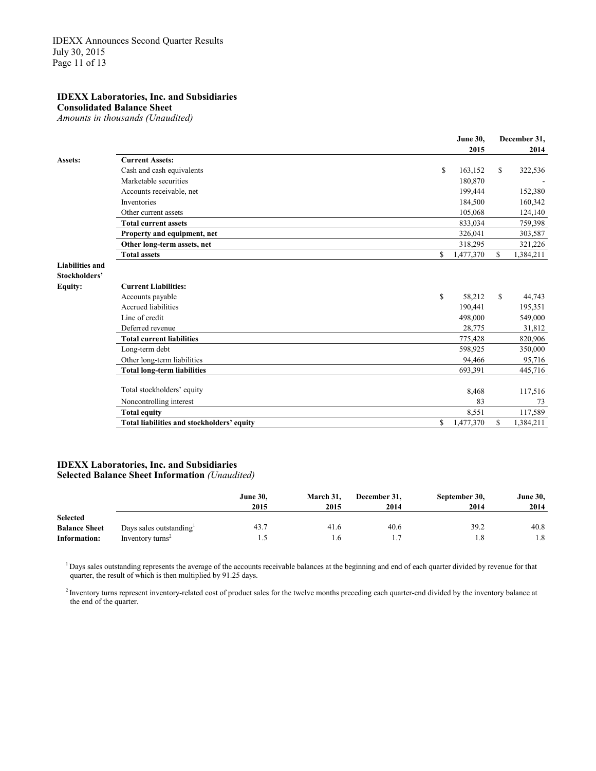## IDEXX Laboratories, Inc. and Subsidiaries

**Consolidated Balance Sheet**

*Amounts in thousands (Unaudited)*

| | | June 30, 2015 | December 31, 2014 |
|---|---|---|---|
| **Assets:** | **Current Assets:** | | |
| | Cash and cash equivalents | $ 163,152 | $ 322,536 |
| | Marketable securities | 180,870 | - |
| | Accounts receivable, net | 199,444 | 152,380 |
| | Inventories | 184,500 | 160,342 |
| | Other current assets | 105,068 | 124,140 |
| | **Total current assets** | 833,034 | 759,398 |
| | **Property and equipment, net** | 326,041 | 303,587 |
| | **Other long-term assets, net** | 318,295 | 321,226 |
| | **Total assets** | $ 1,477,370 | $ 1,384,211 |
| **Liabilities and Stockholders' Equity:** | **Current Liabilities:** | | |
| | Accounts payable | $ 58,212 | $ 44,743 |
| | Accrued liabilities | 190,441 | 195,351 |
| | Line of credit | 498,000 | 549,000 |
| | Deferred revenue | 28,775 | 31,812 |
| | **Total current liabilities** | 775,428 | 820,906 |
| | Long-term debt | 598,925 | 350,000 |
| | Other long-term liabilities | 94,466 | 95,716 |
| | **Total long-term liabilities** | 693,391 | 445,716 |
| | Total stockholders' equity | 8,468 | 117,516 |
| | Noncontrolling interest | 83 | 73 |
| | **Total equity** | 8,551 | 117,589 |
| | **Total liabilities and stockholders' equity** | $ 1,477,370 | $ 1,384,211 |

## IDEXX Laboratories, Inc. and Subsidiaries

**Selected Balance Sheet Information** *(Unaudited)*

| | | June 30, 2015 | March 31, 2015 | December 31, 2014 | September 30, 2014 | June 30, 2014 |
|---|---|---|---|---|---|---|
| **Selected Balance Sheet Information:** | Days sales outstanding[1] | 43.7 | 41.6 | 40.6 | 39.2 | 40.8 |
| | Inventory turns[2] | 1.5 | 1.6 | 1.7 | 1.8 | 1.8 |

[1] Days sales outstanding represents the average of the accounts receivable balances at the beginning and end of each quarter divided by revenue for that quarter, the result of which is then multiplied by 91.25 days.

[2] Inventory turns represent inventory-related cost of product sales for the twelve months preceding each quarter-end divided by the inventory balance at the end of the quarter.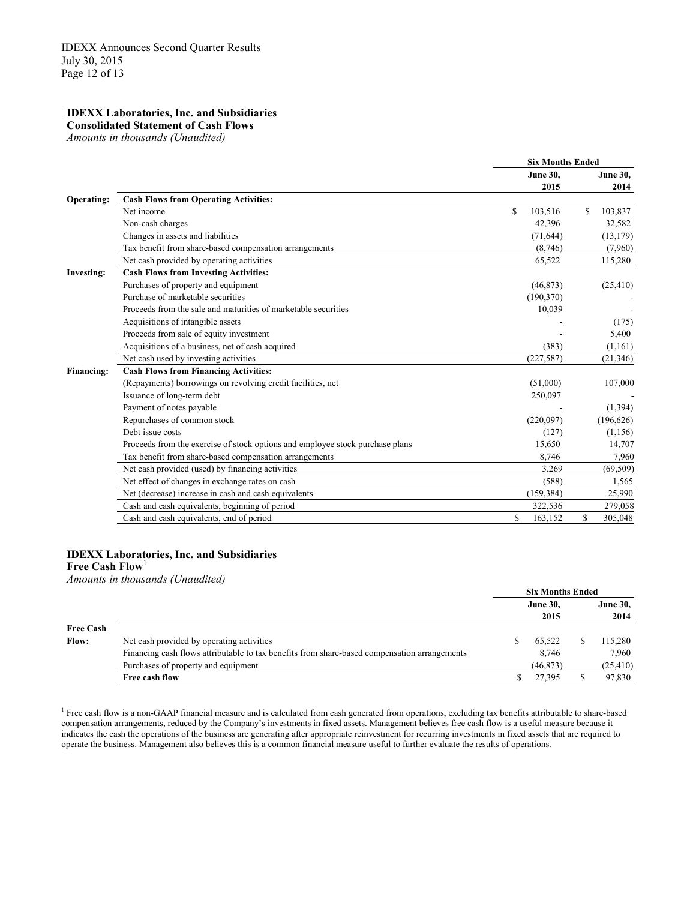IDEXX Announces Second Quarter Results
July 30, 2015

### IDEXX Laboratories, Inc. and Subsidiaries
**Consolidated Statement of Cash Flows**
*Amounts in thousands (Unaudited)*

| | | Six Months Ended | |
|---|---|---|---|
| | | June 30, 2015 | June 30, 2014 |
| **Operating:** | **Cash Flows from Operating Activities:** | | |
| | Net income | $ 103,516 | $ 103,837 |
| | Non-cash charges | 42,396 | 32,582 |
| | Changes in assets and liabilities | (71,644) | (13,179) |
| | Tax benefit from share-based compensation arrangements | (8,746) | (7,960) |
| | Net cash provided by operating activities | 65,522 | 115,280 |
| **Investing:** | **Cash Flows from Investing Activities:** | | |
| | Purchases of property and equipment | (46,873) | (25,410) |
| | Purchase of marketable securities | (190,370) | - |
| | Proceeds from the sale and maturities of marketable securities | 10,039 | - |
| | Acquisitions of intangible assets | - | (175) |
| | Proceeds from sale of equity investment | - | 5,400 |
| | Acquisitions of a business, net of cash acquired | (383) | (1,161) |
| | Net cash used by investing activities | (227,587) | (21,346) |
| **Financing:** | **Cash Flows from Financing Activities:** | | |
| | (Repayments) borrowings on revolving credit facilities, net | (51,000) | 107,000 |
| | Issuance of long-term debt | 250,097 | - |
| | Payment of notes payable | - | (1,394) |
| | Repurchases of common stock | (220,097) | (196,626) |
| | Debt issue costs | (127) | (1,156) |
| | Proceeds from the exercise of stock options and employee stock purchase plans | 15,650 | 14,707 |
| | Tax benefit from share-based compensation arrangements | 8,746 | 7,960 |
| | Net cash provided (used) by financing activities | 3,269 | (69,509) |
| | Net effect of changes in exchange rates on cash | (588) | 1,565 |
| | Net (decrease) increase in cash and cash equivalents | (159,384) | 25,990 |
| | Cash and cash equivalents, beginning of period | 322,536 | 279,058 |
| | Cash and cash equivalents, end of period | $ 163,152 | $ 305,048 |

### IDEXX Laboratories, Inc. and Subsidiaries
**Free Cash Flow**[1]
*Amounts in thousands (Unaudited)*

| | | Six Months Ended | |
|---|---|---|---|
| | | June 30, 2015 | June 30, 2014 |
| **Free Cash Flow:** | Net cash provided by operating activities | $ 65,522 | $ 115,280 |
| | Financing cash flows attributable to tax benefits from share-based compensation arrangements | 8,746 | 7,960 |
| | Purchases of property and equipment | (46,873) | (25,410) |
| | **Free cash flow** | $ 27,395 | $ 97,830 |

[1] Free cash flow is a non-GAAP financial measure and is calculated from cash generated from operations, excluding tax benefits attributable to share-based compensation arrangements, reduced by the Company's investments in fixed assets. Management believes free cash flow is a useful measure because it indicates the cash the operations of the business are generating after appropriate reinvestment for recurring investments in fixed assets that are required to operate the business. Management also believes this is a common financial measure useful to further evaluate the results of operations.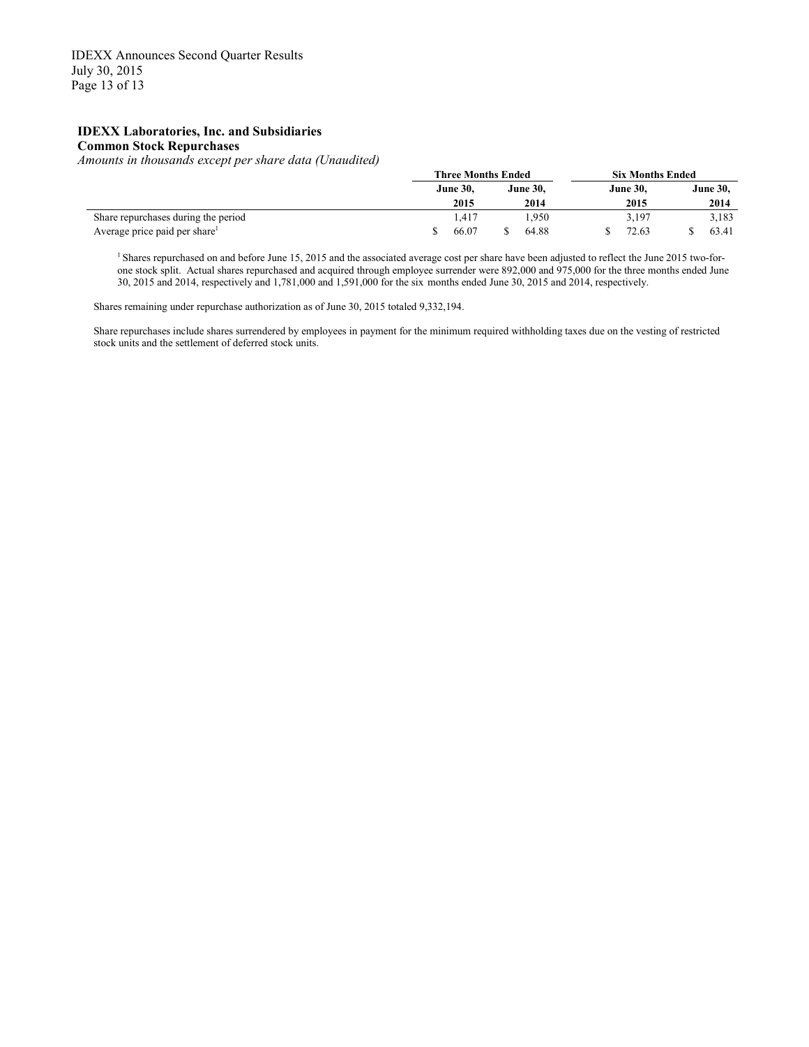**IDEXX Laboratories, Inc. and Subsidiaries**
**Common Stock Repurchases**
*Amounts in thousands except per share data (Unaudited)*

| | Three Months Ended | | Six Months Ended | |
|---|---|---|---|---|
| | June 30, 2015 | June 30, 2014 | June 30, 2015 | June 30, 2014 |
| Share repurchases during the period | 1,417 | 1,950 | 3,197 | 3,183 |
| Average price paid per share[1] | $ 66.07 | $ 64.88 | $ 72.63 | $ 63.41 |

[1] Shares repurchased on and before June 15, 2015 and the associated average cost per share have been adjusted to reflect the June 2015 two-for-one stock split. Actual shares repurchased and acquired through employee surrender were 892,000 and 975,000 for the three months ended June 30, 2015 and 2014, respectively and 1,781,000 and 1,591,000 for the six months ended June 30, 2015 and 2014, respectively.

Shares remaining under repurchase authorization as of June 30, 2015 totaled 9,332,194.

Share repurchases include shares surrendered by employees in payment for the minimum required withholding taxes due on the vesting of restricted stock units and the settlement of deferred stock units.